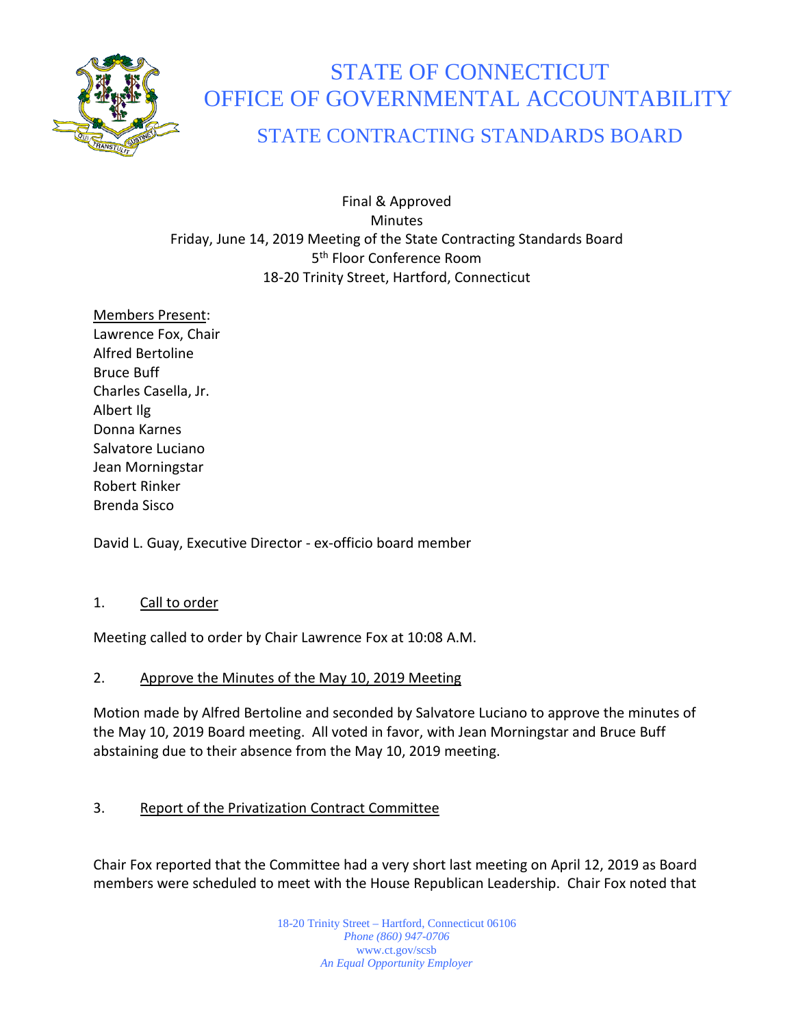# STATE OF CONNECTICUT
# OFFICE OF GOVERNMENTAL ACCOUNTABILITY
## STATE CONTRACTING STANDARDS BOARD

Final & Approved
Minutes
Friday, June 14, 2019 Meeting of the State Contracting Standards Board
5th Floor Conference Room
18-20 Trinity Street, Hartford, Connecticut

Members Present:
Lawrence Fox, Chair
Alfred Bertoline
Bruce Buff
Charles Casella, Jr.
Albert Ilg
Donna Karnes
Salvatore Luciano
Jean Morningstar
Robert Rinker
Brenda Sisco

David L. Guay, Executive Director - ex-officio board member

1. Call to order

Meeting called to order by Chair Lawrence Fox at 10:08 A.M.

2. Approve the Minutes of the May 10, 2019 Meeting

Motion made by Alfred Bertoline and seconded by Salvatore Luciano to approve the minutes of the May 10, 2019 Board meeting. All voted in favor, with Jean Morningstar and Bruce Buff abstaining due to their absence from the May 10, 2019 meeting.

3. Report of the Privatization Contract Committee

Chair Fox reported that the Committee had a very short last meeting on April 12, 2019 as Board members were scheduled to meet with the House Republican Leadership. Chair Fox noted that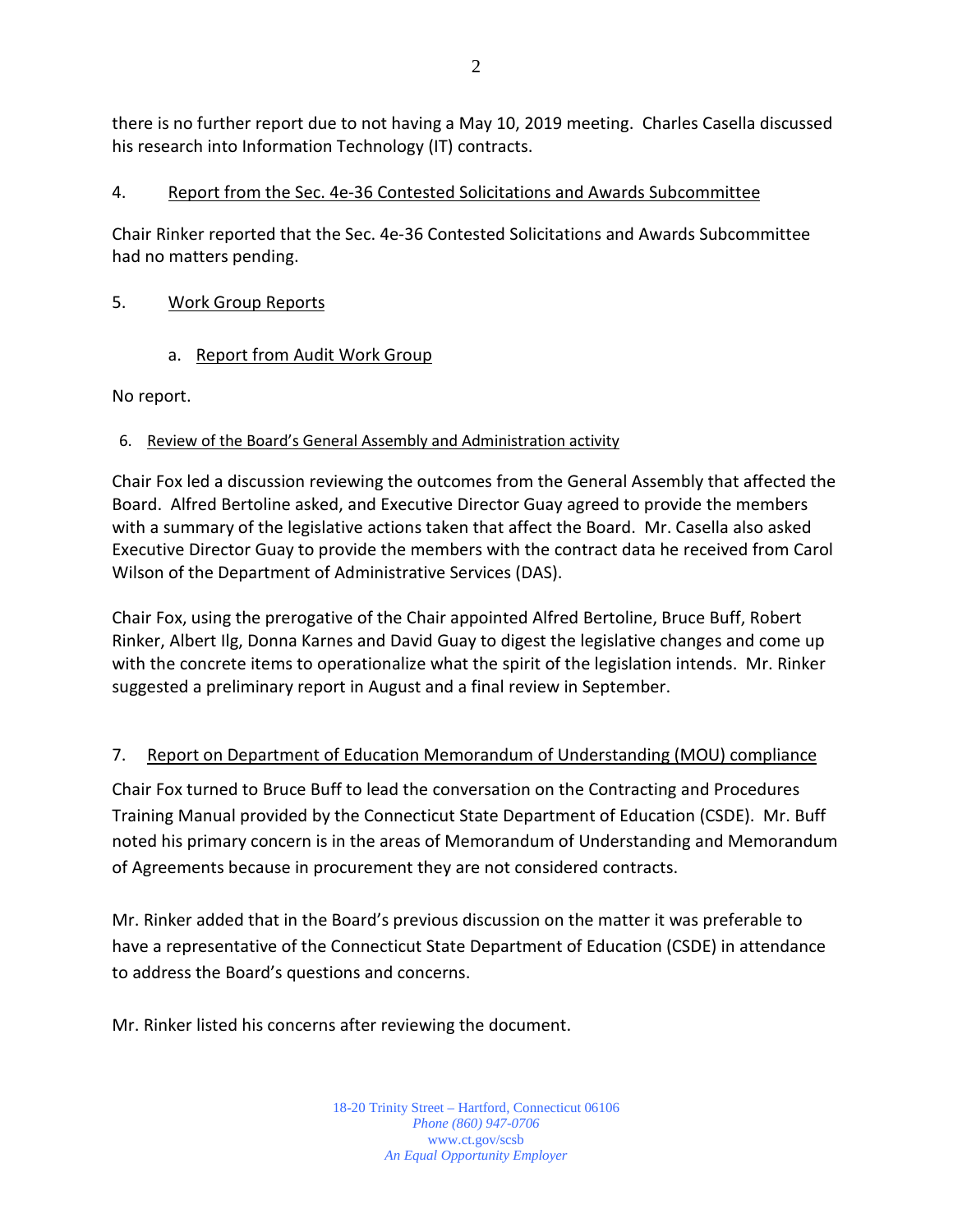there is no further report due to not having a May 10, 2019 meeting. Charles Casella discussed his research into Information Technology (IT) contracts.

4. Report from the Sec. 4e-36 Contested Solicitations and Awards Subcommittee

Chair Rinker reported that the Sec. 4e-36 Contested Solicitations and Awards Subcommittee had no matters pending.

5. Work Group Reports

a. Report from Audit Work Group

No report.

6. Review of the Board's General Assembly and Administration activity

Chair Fox led a discussion reviewing the outcomes from the General Assembly that affected the Board. Alfred Bertoline asked, and Executive Director Guay agreed to provide the members with a summary of the legislative actions taken that affect the Board. Mr. Casella also asked Executive Director Guay to provide the members with the contract data he received from Carol Wilson of the Department of Administrative Services (DAS).

Chair Fox, using the prerogative of the Chair appointed Alfred Bertoline, Bruce Buff, Robert Rinker, Albert Ilg, Donna Karnes and David Guay to digest the legislative changes and come up with the concrete items to operationalize what the spirit of the legislation intends. Mr. Rinker suggested a preliminary report in August and a final review in September.

7. Report on Department of Education Memorandum of Understanding (MOU) compliance

Chair Fox turned to Bruce Buff to lead the conversation on the Contracting and Procedures Training Manual provided by the Connecticut State Department of Education (CSDE). Mr. Buff noted his primary concern is in the areas of Memorandum of Understanding and Memorandum of Agreements because in procurement they are not considered contracts.

Mr. Rinker added that in the Board's previous discussion on the matter it was preferable to have a representative of the Connecticut State Department of Education (CSDE) in attendance to address the Board's questions and concerns.

Mr. Rinker listed his concerns after reviewing the document.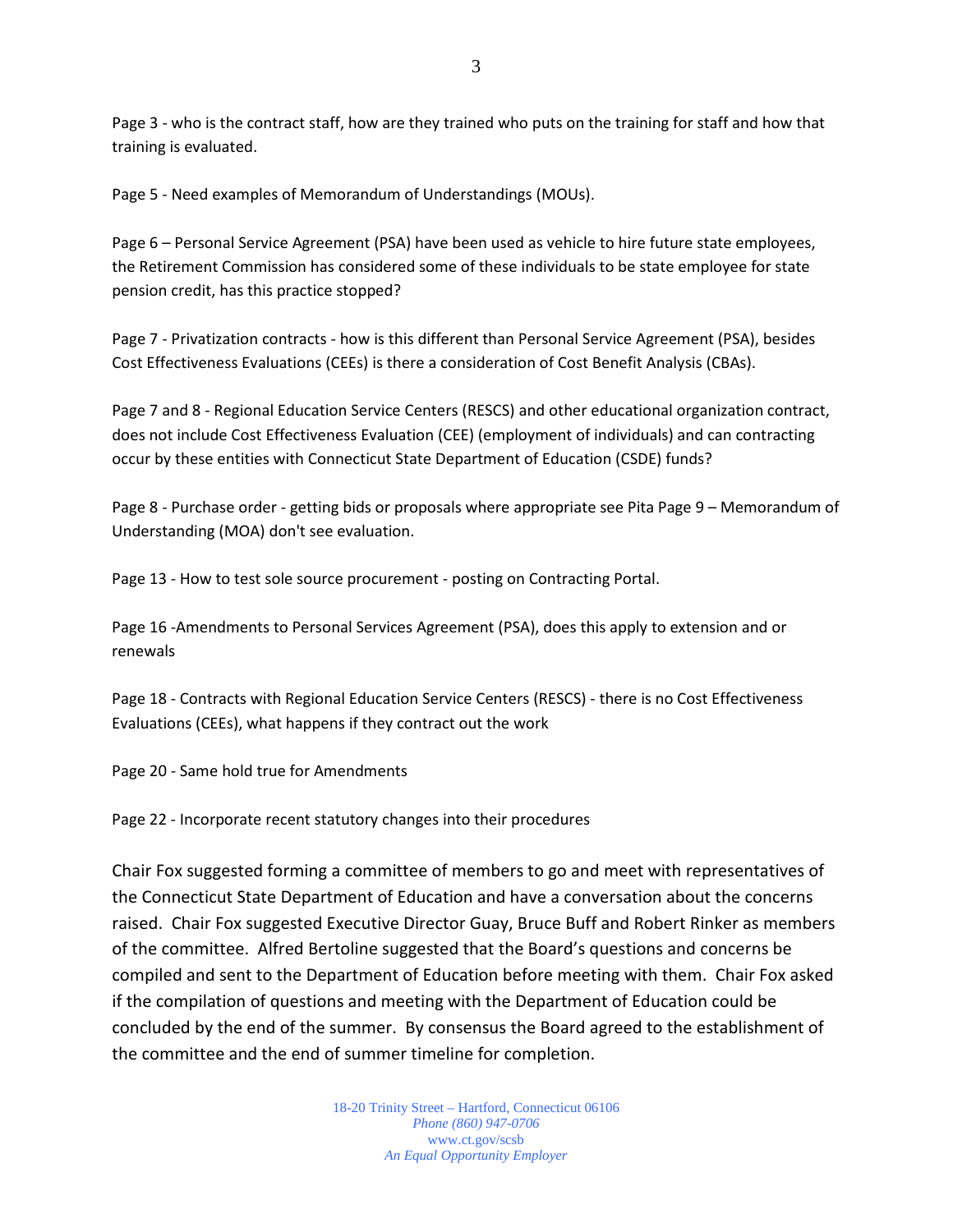Page 3 - who is the contract staff, how are they trained who puts on the training for staff and how that training is evaluated.

Page 5 - Need examples of Memorandum of Understandings (MOUs).

Page 6 – Personal Service Agreement (PSA) have been used as vehicle to hire future state employees, the Retirement Commission has considered some of these individuals to be state employee for state pension credit, has this practice stopped?

Page 7 - Privatization contracts - how is this different than Personal Service Agreement (PSA), besides Cost Effectiveness Evaluations (CEEs) is there a consideration of Cost Benefit Analysis (CBAs).

Page 7 and 8 - Regional Education Service Centers (RESCS) and other educational organization contract, does not include Cost Effectiveness Evaluation (CEE) (employment of individuals) and can contracting occur by these entities with Connecticut State Department of Education (CSDE) funds?

Page 8 - Purchase order - getting bids or proposals where appropriate see Pita Page 9 – Memorandum of Understanding (MOA) don't see evaluation.

Page 13 - How to test sole source procurement - posting on Contracting Portal.

Page 16 -Amendments to Personal Services Agreement (PSA), does this apply to extension and or renewals

Page 18 - Contracts with Regional Education Service Centers (RESCS) - there is no Cost Effectiveness Evaluations (CEEs), what happens if they contract out the work

Page 20 - Same hold true for Amendments

Page 22 - Incorporate recent statutory changes into their procedures

Chair Fox suggested forming a committee of members to go and meet with representatives of the Connecticut State Department of Education and have a conversation about the concerns raised. Chair Fox suggested Executive Director Guay, Bruce Buff and Robert Rinker as members of the committee. Alfred Bertoline suggested that the Board's questions and concerns be compiled and sent to the Department of Education before meeting with them. Chair Fox asked if the compilation of questions and meeting with the Department of Education could be concluded by the end of the summer. By consensus the Board agreed to the establishment of the committee and the end of summer timeline for completion.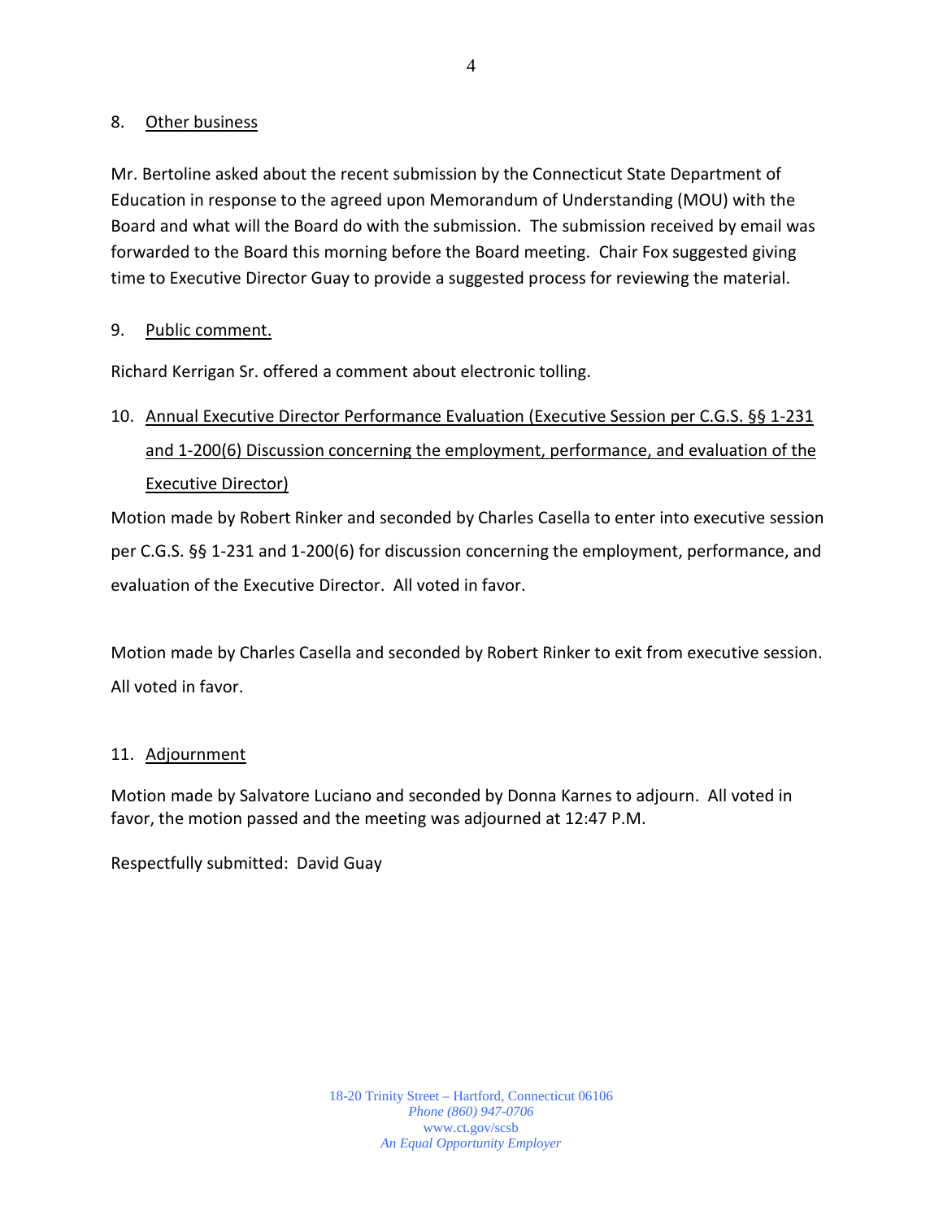8. Other business

Mr. Bertoline asked about the recent submission by the Connecticut State Department of Education in response to the agreed upon Memorandum of Understanding (MOU) with the Board and what will the Board do with the submission. The submission received by email was forwarded to the Board this morning before the Board meeting. Chair Fox suggested giving time to Executive Director Guay to provide a suggested process for reviewing the material.

9. Public comment.

Richard Kerrigan Sr. offered a comment about electronic tolling.

10. Annual Executive Director Performance Evaluation (Executive Session per C.G.S. §§ 1-231 and 1-200(6) Discussion concerning the employment, performance, and evaluation of the Executive Director)

Motion made by Robert Rinker and seconded by Charles Casella to enter into executive session per C.G.S. §§ 1-231 and 1-200(6) for discussion concerning the employment, performance, and evaluation of the Executive Director. All voted in favor.

Motion made by Charles Casella and seconded by Robert Rinker to exit from executive session. All voted in favor.

11. Adjournment

Motion made by Salvatore Luciano and seconded by Donna Karnes to adjourn. All voted in favor, the motion passed and the meeting was adjourned at 12:47 P.M.

Respectfully submitted: David Guay

18-20 Trinity Street – Hartford, Connecticut 06106
*Phone (860) 947-0706*
www.ct.gov/scsb
*An Equal Opportunity Employer*